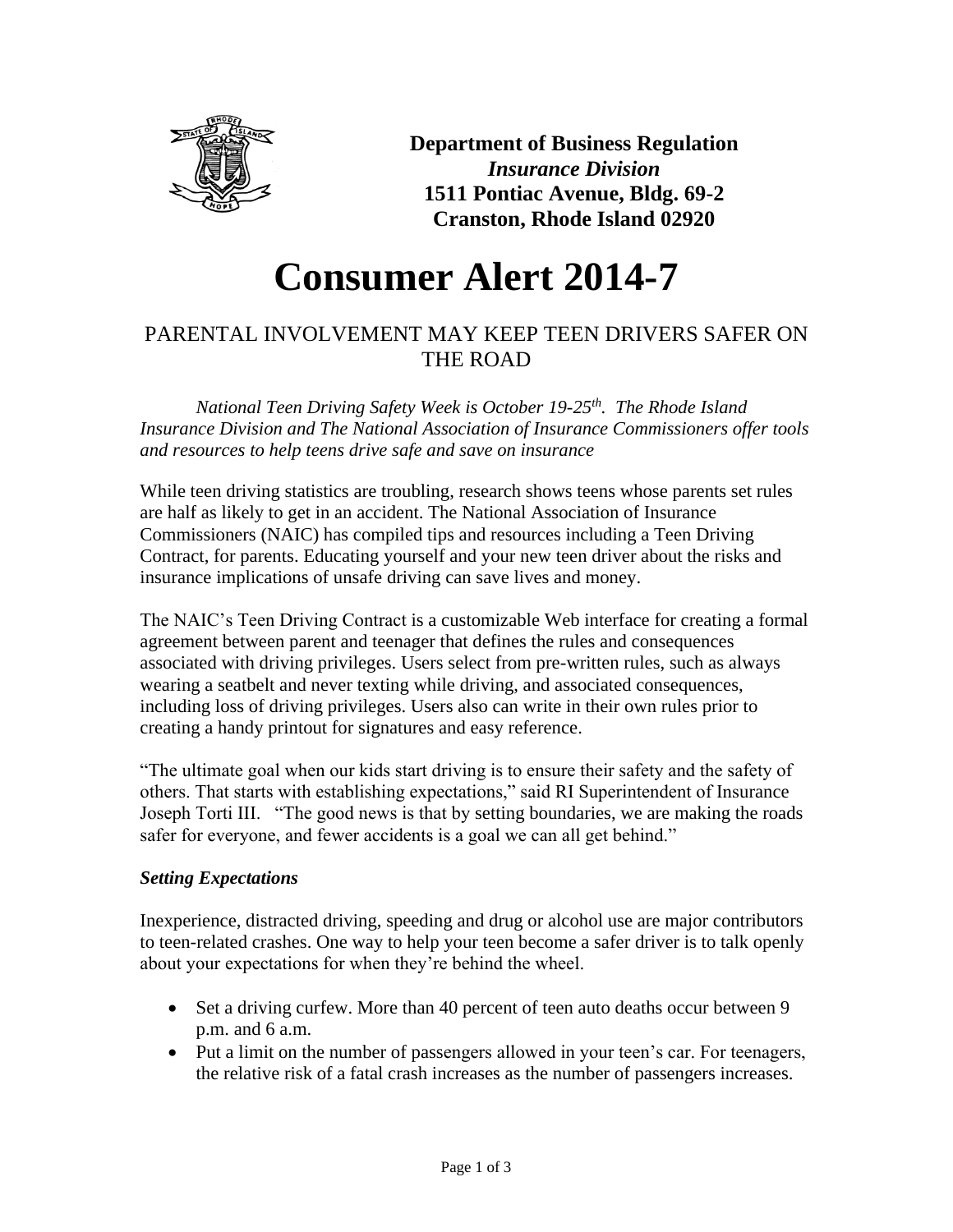**Department of Business Regulation**
***Insurance Division***
**1511 Pontiac Avenue, Bldg. 69-2**
**Cranston, Rhode Island 02920**

# Consumer Alert 2014-7

## PARENTAL INVOLVEMENT MAY KEEP TEEN DRIVERS SAFER ON THE ROAD

*National Teen Driving Safety Week is October 19-25th. The Rhode Island Insurance Division and The National Association of Insurance Commissioners offer tools and resources to help teens drive safe and save on insurance*

While teen driving statistics are troubling, research shows teens whose parents set rules are half as likely to get in an accident. The National Association of Insurance Commissioners (NAIC) has compiled tips and resources including a Teen Driving Contract, for parents. Educating yourself and your new teen driver about the risks and insurance implications of unsafe driving can save lives and money.

The NAIC's Teen Driving Contract is a customizable Web interface for creating a formal agreement between parent and teenager that defines the rules and consequences associated with driving privileges. Users select from pre-written rules, such as always wearing a seatbelt and never texting while driving, and associated consequences, including loss of driving privileges. Users also can write in their own rules prior to creating a handy printout for signatures and easy reference.

"The ultimate goal when our kids start driving is to ensure their safety and the safety of others. That starts with establishing expectations," said RI Superintendent of Insurance Joseph Torti III. "The good news is that by setting boundaries, we are making the roads safer for everyone, and fewer accidents is a goal we can all get behind."

***Setting Expectations***

Inexperience, distracted driving, speeding and drug or alcohol use are major contributors to teen-related crashes. One way to help your teen become a safer driver is to talk openly about your expectations for when they're behind the wheel.

- Set a driving curfew. More than 40 percent of teen auto deaths occur between 9 p.m. and 6 a.m.
- Put a limit on the number of passengers allowed in your teen's car. For teenagers, the relative risk of a fatal crash increases as the number of passengers increases.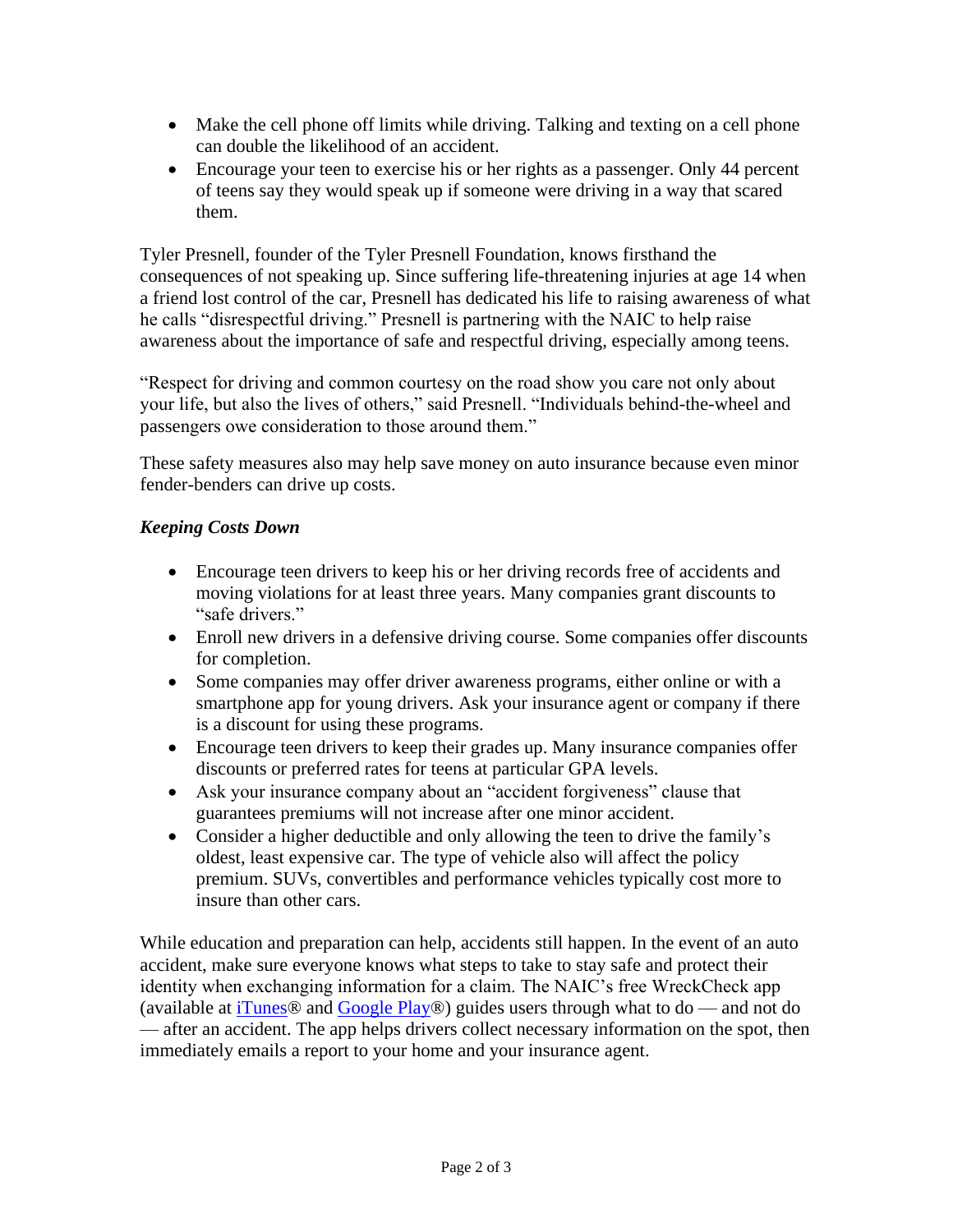- Make the cell phone off limits while driving. Talking and texting on a cell phone can double the likelihood of an accident.
- Encourage your teen to exercise his or her rights as a passenger. Only 44 percent of teens say they would speak up if someone were driving in a way that scared them.

Tyler Presnell, founder of the Tyler Presnell Foundation, knows firsthand the consequences of not speaking up. Since suffering life-threatening injuries at age 14 when a friend lost control of the car, Presnell has dedicated his life to raising awareness of what he calls "disrespectful driving." Presnell is partnering with the NAIC to help raise awareness about the importance of safe and respectful driving, especially among teens.

"Respect for driving and common courtesy on the road show you care not only about your life, but also the lives of others," said Presnell. "Individuals behind-the-wheel and passengers owe consideration to those around them."

These safety measures also may help save money on auto insurance because even minor fender-benders can drive up costs.

***Keeping Costs Down***

- Encourage teen drivers to keep his or her driving records free of accidents and moving violations for at least three years. Many companies grant discounts to "safe drivers."
- Enroll new drivers in a defensive driving course. Some companies offer discounts for completion.
- Some companies may offer driver awareness programs, either online or with a smartphone app for young drivers. Ask your insurance agent or company if there is a discount for using these programs.
- Encourage teen drivers to keep their grades up. Many insurance companies offer discounts or preferred rates for teens at particular GPA levels.
- Ask your insurance company about an "accident forgiveness" clause that guarantees premiums will not increase after one minor accident.
- Consider a higher deductible and only allowing the teen to drive the family's oldest, least expensive car. The type of vehicle also will affect the policy premium. SUVs, convertibles and performance vehicles typically cost more to insure than other cars.

While education and preparation can help, accidents still happen. In the event of an auto accident, make sure everyone knows what steps to take to stay safe and protect their identity when exchanging information for a claim. The NAIC's free WreckCheck app (available at iTunes® and Google Play®) guides users through what to do — and not do — after an accident. The app helps drivers collect necessary information on the spot, then immediately emails a report to your home and your insurance agent.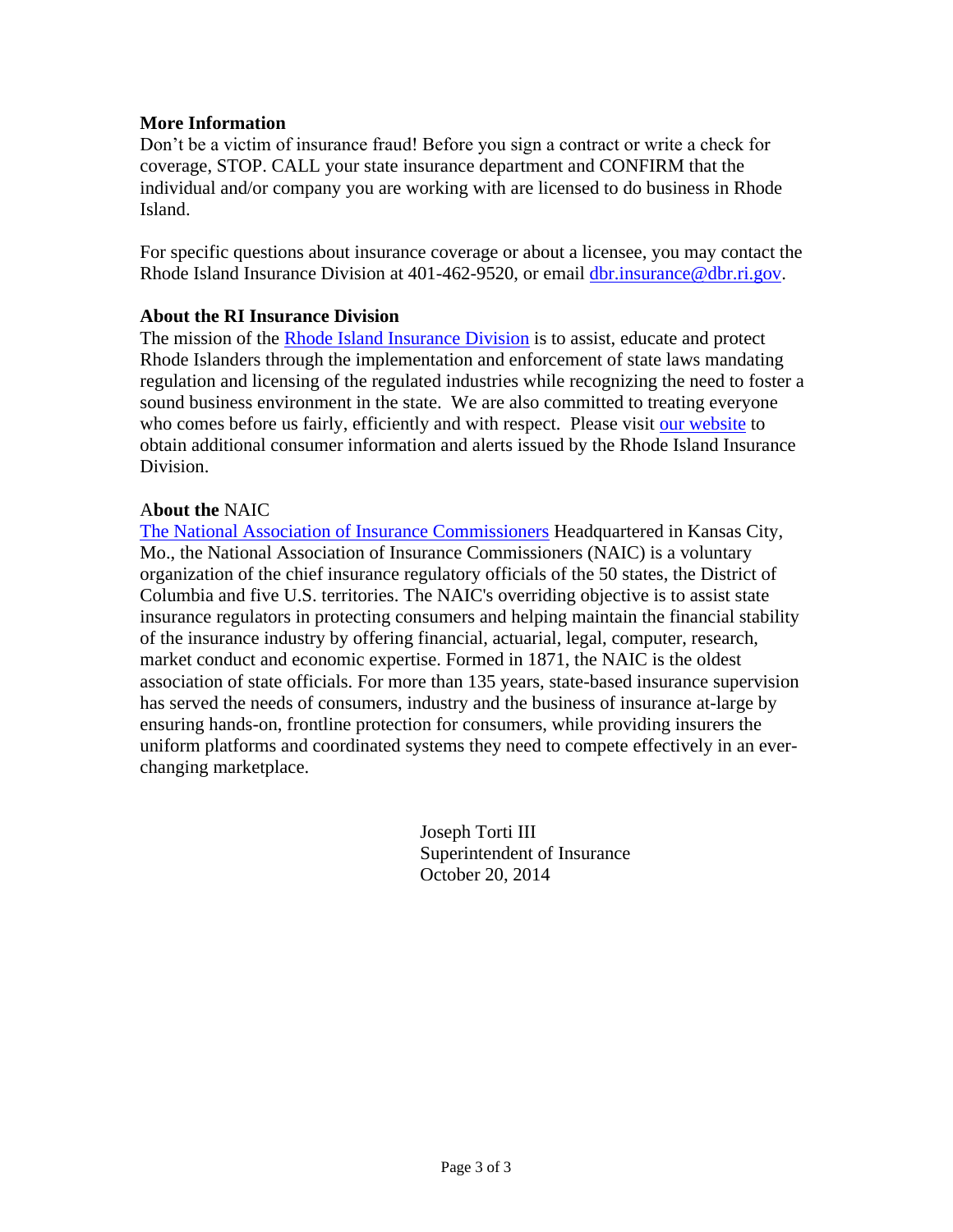**More Information**

Don't be a victim of insurance fraud! Before you sign a contract or write a check for coverage, STOP. CALL your state insurance department and CONFIRM that the individual and/or company you are working with are licensed to do business in Rhode Island.

For specific questions about insurance coverage or about a licensee, you may contact the Rhode Island Insurance Division at 401-462-9520, or email dbr.insurance@dbr.ri.gov.

**About the RI Insurance Division**

The mission of the Rhode Island Insurance Division is to assist, educate and protect Rhode Islanders through the implementation and enforcement of state laws mandating regulation and licensing of the regulated industries while recognizing the need to foster a sound business environment in the state. We are also committed to treating everyone who comes before us fairly, efficiently and with respect. Please visit our website to obtain additional consumer information and alerts issued by the Rhode Island Insurance Division.

**About the** NAIC

The National Association of Insurance Commissioners Headquartered in Kansas City, Mo., the National Association of Insurance Commissioners (NAIC) is a voluntary organization of the chief insurance regulatory officials of the 50 states, the District of Columbia and five U.S. territories. The NAIC's overriding objective is to assist state insurance regulators in protecting consumers and helping maintain the financial stability of the insurance industry by offering financial, actuarial, legal, computer, research, market conduct and economic expertise. Formed in 1871, the NAIC is the oldest association of state officials. For more than 135 years, state-based insurance supervision has served the needs of consumers, industry and the business of insurance at-large by ensuring hands-on, frontline protection for consumers, while providing insurers the uniform platforms and coordinated systems they need to compete effectively in an ever-changing marketplace.

Joseph Torti III
Superintendent of Insurance
October 20, 2014